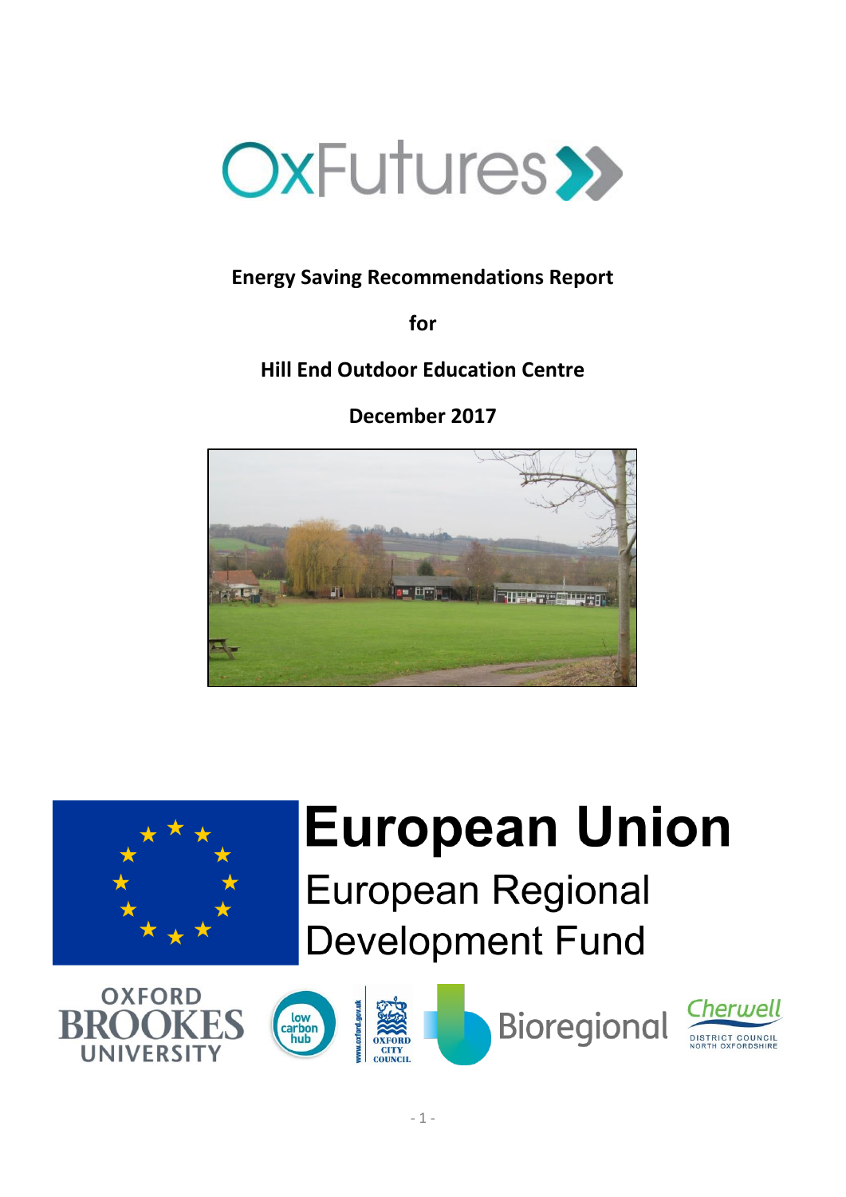OxFutures

**Energy Saving Recommendations Report**

**for**

**Hill End Outdoor Education Centre**

**December 2017**

European Union

European Regional Development Fund

Oxford Brookes University

low carbon hub

Oxford City Council

Bioregional

Cherwell District Council North Oxfordshire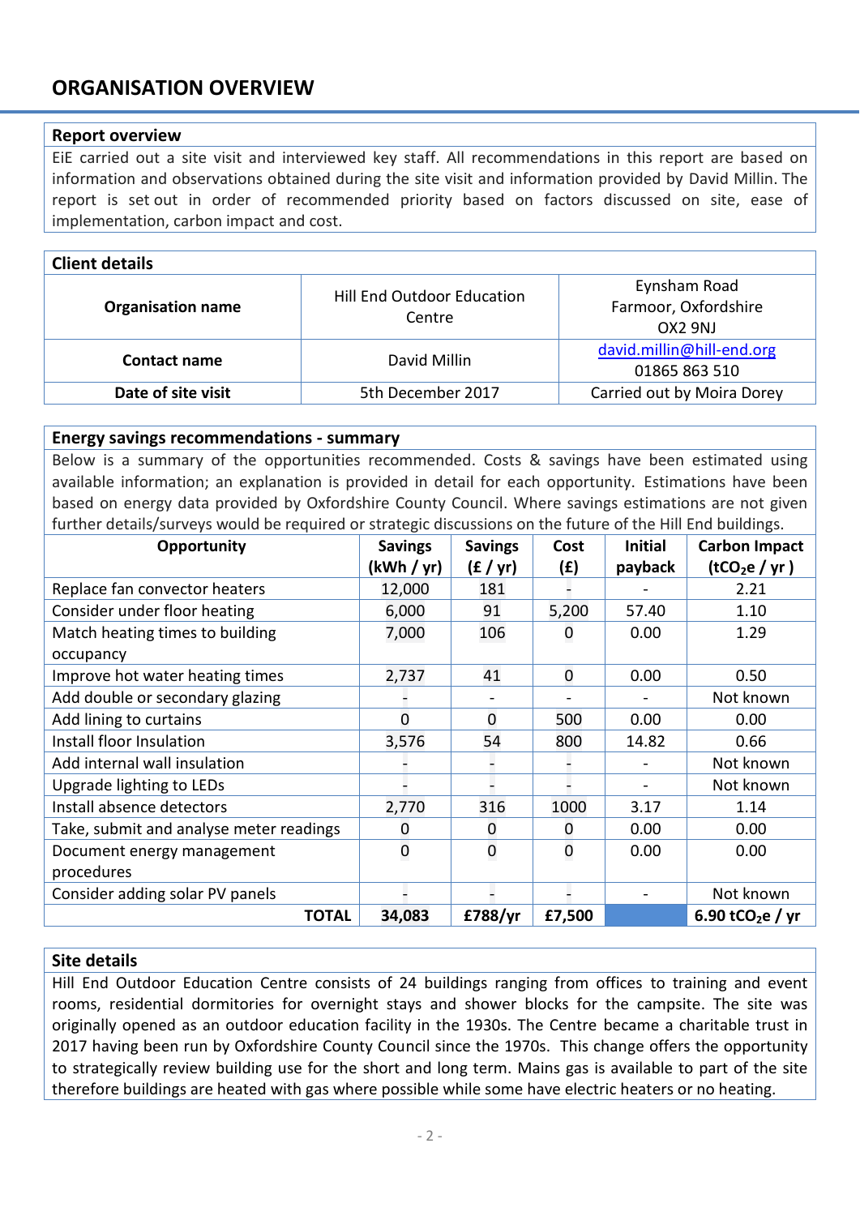# ORGANISATION OVERVIEW

## Report overview

EiE carried out a site visit and interviewed key staff. All recommendations in this report are based on information and observations obtained during the site visit and information provided by David Millin. The report is set out in order of recommended priority based on factors discussed on site, ease of implementation, carbon impact and cost.

## Client details

| | | |
|---|---|---|
| **Organisation name** | Hill End Outdoor Education Centre | Eynsham Road<br>Farmoor, Oxfordshire<br>OX2 9NJ |
| **Contact name** | David Millin | david.millin@hill-end.org<br>01865 863 510 |
| **Date of site visit** | 5th December 2017 | Carried out by Moira Dorey |

## Energy savings recommendations - summary

Below is a summary of the opportunities recommended. Costs & savings have been estimated using available information; an explanation is provided in detail for each opportunity. Estimations have been based on energy data provided by Oxfordshire County Council. Where savings estimations are not given further details/surveys would be required or strategic discussions on the future of the Hill End buildings.

| Opportunity | Savings (kWh / yr) | Savings (£ / yr) | Cost (£) | Initial payback | Carbon Impact ($tCO_2e$ / yr ) |
|---|---|---|---|---|---|
| Replace fan convector heaters | 12,000 | 181 | - | - | 2.21 |
| Consider under floor heating | 6,000 | 91 | 5,200 | 57.40 | 1.10 |
| Match heating times to building occupancy | 7,000 | 106 | 0 | 0.00 | 1.29 |
| Improve hot water heating times | 2,737 | 41 | 0 | 0.00 | 0.50 |
| Add double or secondary glazing | - | - | - | - | Not known |
| Add lining to curtains | 0 | 0 | 500 | 0.00 | 0.00 |
| Install floor Insulation | 3,576 | 54 | 800 | 14.82 | 0.66 |
| Add internal wall insulation | - | - | - | - | Not known |
| Upgrade lighting to LEDs | - | - | - | - | Not known |
| Install absence detectors | 2,770 | 316 | 1000 | 3.17 | 1.14 |
| Take, submit and analyse meter readings | 0 | 0 | 0 | 0.00 | 0.00 |
| Document energy management procedures | 0 | 0 | 0 | 0.00 | 0.00 |
| Consider adding solar PV panels | - | - | - | - | Not known |
| **TOTAL** | **34,083** | **£788/yr** | **£7,500** | | **6.90 $tCO_2e$ / yr** |

## Site details

Hill End Outdoor Education Centre consists of 24 buildings ranging from offices to training and event rooms, residential dormitories for overnight stays and shower blocks for the campsite. The site was originally opened as an outdoor education facility in the 1930s. The Centre became a charitable trust in 2017 having been run by Oxfordshire County Council since the 1970s. This change offers the opportunity to strategically review building use for the short and long term. Mains gas is available to part of the site therefore buildings are heated with gas where possible while some have electric heaters or no heating.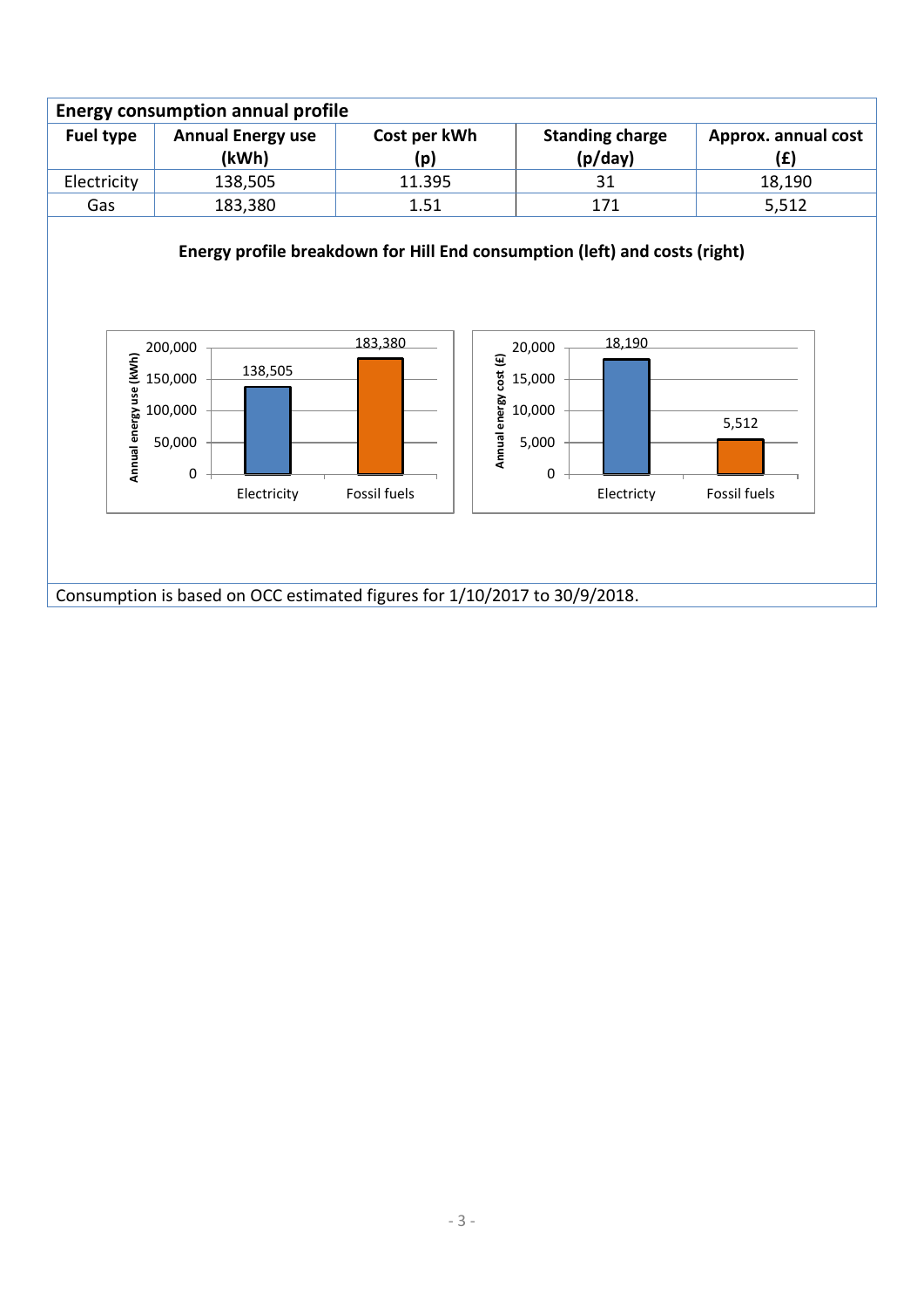| Energy consumption annual profile | | | | |
|---|---|---|---|---|
| **Fuel type** | **Annual Energy use (kWh)** | **Cost per kWh (p)** | **Standing charge (p/day)** | **Approx. annual cost (£)** |
| Electricity | 138,505 | 11.395 | 31 | 18,190 |
| Gas | 183,380 | 1.51 | 171 | 5,512 |

**Energy profile breakdown for Hill End consumption (left) and costs (right)**

| | Annual energy use (kWh) | Annual energy cost (£) |
|---|---|---|
| Electricity | 138,505 | 18,190 |
| Fossil fuels | 183,380 | 5,512 |

Consumption is based on OCC estimated figures for 1/10/2017 to 30/9/2018.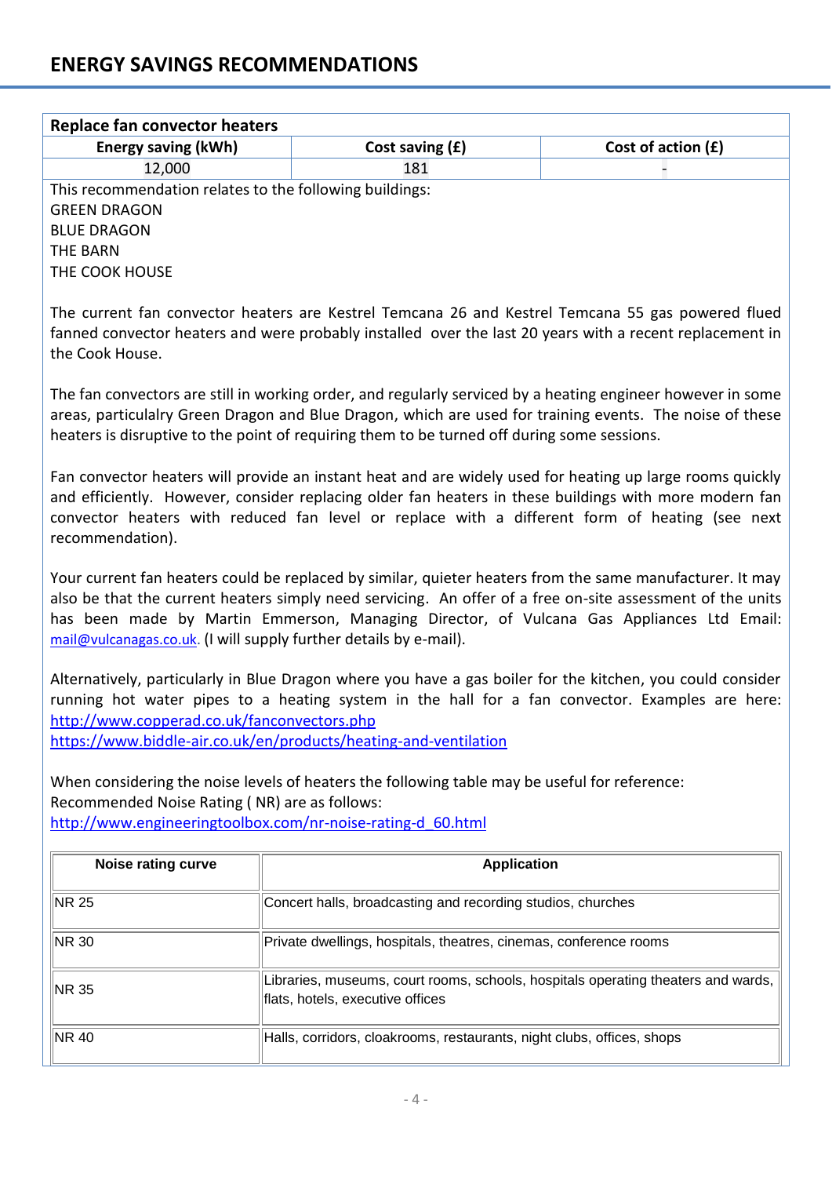# ENERGY SAVINGS RECOMMENDATIONS

| Replace fan convector heaters | | |
|---|---|---|
| **Energy saving (kWh)** | **Cost saving (£)** | **Cost of action (£)** |
| 12,000 | 181 | - |

This recommendation relates to the following buildings:
GREEN DRAGON
BLUE DRAGON
THE BARN
THE COOK HOUSE

The current fan convector heaters are Kestrel Temcana 26 and Kestrel Temcana 55 gas powered flued fanned convector heaters and were probably installed over the last 20 years with a recent replacement in the Cook House.

The fan convectors are still in working order, and regularly serviced by a heating engineer however in some areas, particulalry Green Dragon and Blue Dragon, which are used for training events. The noise of these heaters is disruptive to the point of requiring them to be turned off during some sessions.

Fan convector heaters will provide an instant heat and are widely used for heating up large rooms quickly and efficiently. However, consider replacing older fan heaters in these buildings with more modern fan convector heaters with reduced fan level or replace with a different form of heating (see next recommendation).

Your current fan heaters could be replaced by similar, quieter heaters from the same manufacturer. It may also be that the current heaters simply need servicing. An offer of a free on-site assessment of the units has been made by Martin Emmerson, Managing Director, of Vulcana Gas Appliances Ltd Email: mail@vulcanagas.co.uk. (I will supply further details by e-mail).

Alternatively, particularly in Blue Dragon where you have a gas boiler for the kitchen, you could consider running hot water pipes to a heating system in the hall for a fan convector. Examples are here:
http://www.copperad.co.uk/fanconvectors.php
https://www.biddle-air.co.uk/en/products/heating-and-ventilation

When considering the noise levels of heaters the following table may be useful for reference:
Recommended Noise Rating ( NR) are as follows:
http://www.engineeringtoolbox.com/nr-noise-rating-d_60.html

| Noise rating curve | Application |
|---|---|
| NR 25 | Concert halls, broadcasting and recording studios, churches |
| NR 30 | Private dwellings, hospitals, theatres, cinemas, conference rooms |
| NR 35 | Libraries, museums, court rooms, schools, hospitals operating theaters and wards, flats, hotels, executive offices |
| NR 40 | Halls, corridors, cloakrooms, restaurants, night clubs, offices, shops |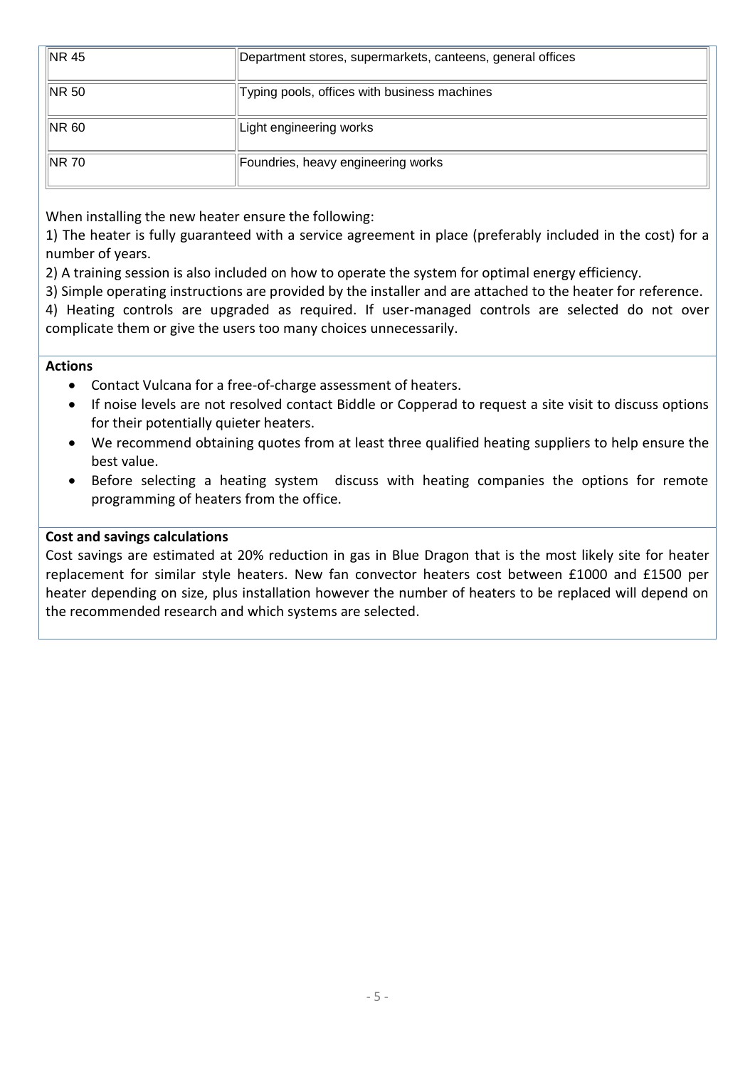| NR 45 | Department stores, supermarkets, canteens, general offices |
|---|---|
| NR 50 | Typing pools, offices with business machines |
| NR 60 | Light engineering works |
| NR 70 | Foundries, heavy engineering works |

When installing the new heater ensure the following:

1) The heater is fully guaranteed with a service agreement in place (preferably included in the cost) for a number of years.

2) A training session is also included on how to operate the system for optimal energy efficiency.

3) Simple operating instructions are provided by the installer and are attached to the heater for reference.

4) Heating controls are upgraded as required. If user-managed controls are selected do not over complicate them or give the users too many choices unnecessarily.

**Actions**

- Contact Vulcana for a free-of-charge assessment of heaters.
- If noise levels are not resolved contact Biddle or Copperad to request a site visit to discuss options for their potentially quieter heaters.
- We recommend obtaining quotes from at least three qualified heating suppliers to help ensure the best value.
- Before selecting a heating system discuss with heating companies the options for remote programming of heaters from the office.

**Cost and savings calculations**

Cost savings are estimated at 20% reduction in gas in Blue Dragon that is the most likely site for heater replacement for similar style heaters. New fan convector heaters cost between £1000 and £1500 per heater depending on size, plus installation however the number of heaters to be replaced will depend on the recommended research and which systems are selected.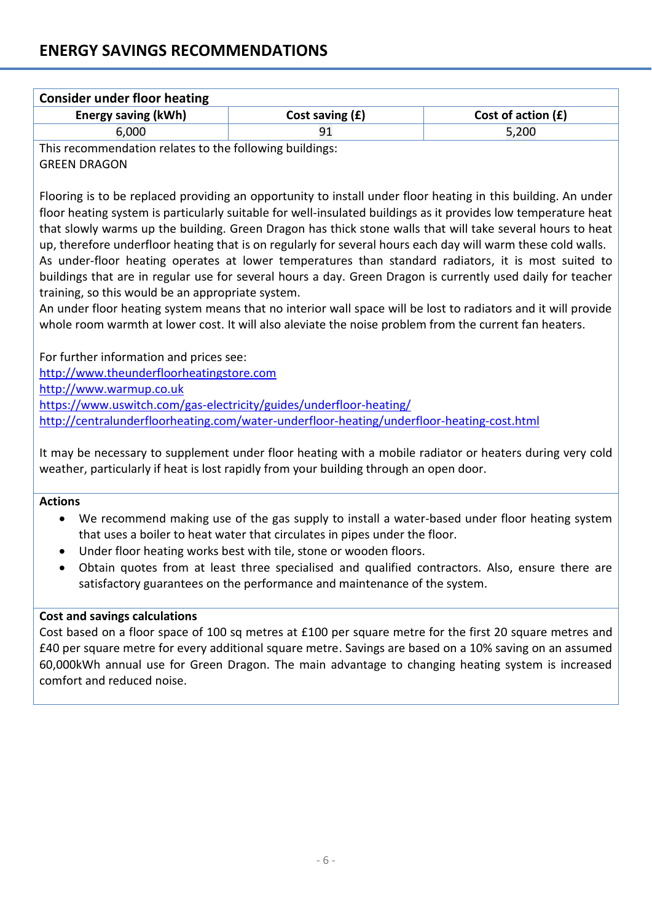## ENERGY SAVINGS RECOMMENDATIONS

### Consider under floor heating

| Energy saving (kWh) | Cost saving (£) | Cost of action (£) |
|---|---|---|
| 6,000 | 91 | 5,200 |

This recommendation relates to the following buildings:
GREEN DRAGON

Flooring is to be replaced providing an opportunity to install under floor heating in this building. An under floor heating system is particularly suitable for well-insulated buildings as it provides low temperature heat that slowly warms up the building. Green Dragon has thick stone walls that will take several hours to heat up, therefore underfloor heating that is on regularly for several hours each day will warm these cold walls.
As under-floor heating operates at lower temperatures than standard radiators, it is most suited to buildings that are in regular use for several hours a day. Green Dragon is currently used daily for teacher training, so this would be an appropriate system.
An under floor heating system means that no interior wall space will be lost to radiators and it will provide whole room warmth at lower cost. It will also aleviate the noise problem from the current fan heaters.

For further information and prices see:
http://www.theunderfloorheatingstore.com
http://www.warmup.co.uk
https://www.uswitch.com/gas-electricity/guides/underfloor-heating/
http://centralunderfloorheating.com/water-underfloor-heating/underfloor-heating-cost.html

It may be necessary to supplement under floor heating with a mobile radiator or heaters during very cold weather, particularly if heat is lost rapidly from your building through an open door.

**Actions**

- We recommend making use of the gas supply to install a water-based under floor heating system that uses a boiler to heat water that circulates in pipes under the floor.
- Under floor heating works best with tile, stone or wooden floors.
- Obtain quotes from at least three specialised and qualified contractors. Also, ensure there are satisfactory guarantees on the performance and maintenance of the system.

**Cost and savings calculations**

Cost based on a floor space of 100 sq metres at £100 per square metre for the first 20 square metres and £40 per square metre for every additional square metre. Savings are based on a 10% saving on an assumed 60,000kWh annual use for Green Dragon. The main advantage to changing heating system is increased comfort and reduced noise.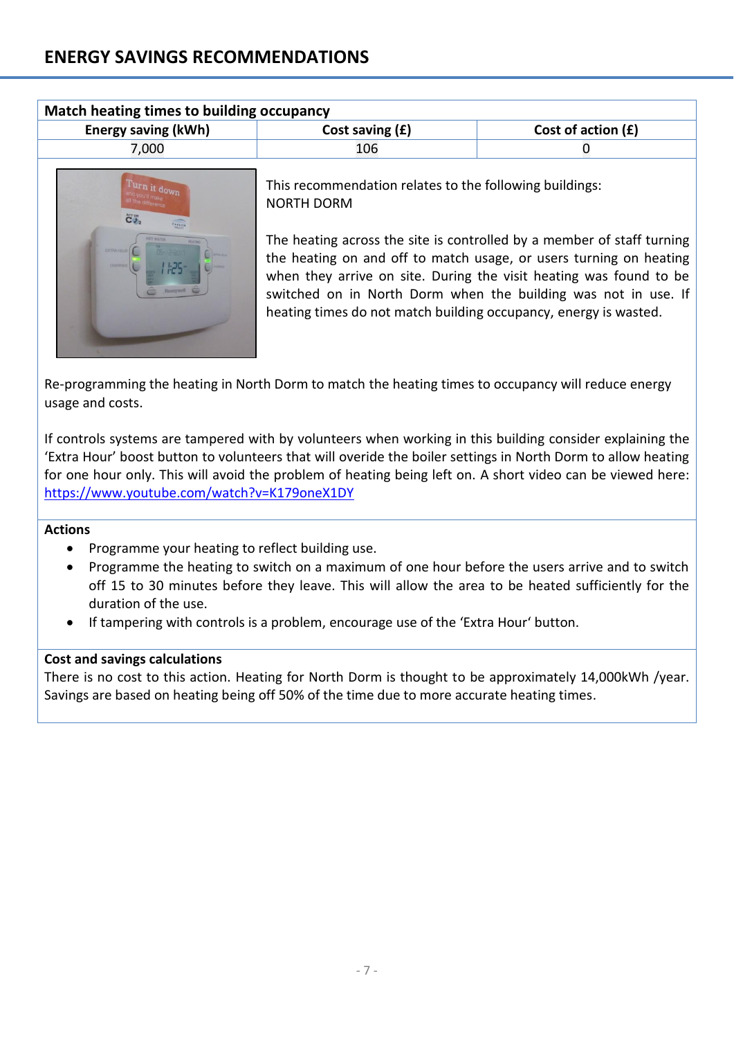## ENERGY SAVINGS RECOMMENDATIONS

### Match heating times to building occupancy

| Energy saving (kWh) | Cost saving (£) | Cost of action (£) |
|---|---|---|
| 7,000 | 106 | 0 |

This recommendation relates to the following buildings:
NORTH DORM

The heating across the site is controlled by a member of staff turning the heating on and off to match usage, or users turning on heating when they arrive on site. During the visit heating was found to be switched on in North Dorm when the building was not in use. If heating times do not match building occupancy, energy is wasted.

Re-programming the heating in North Dorm to match the heating times to occupancy will reduce energy usage and costs.

If controls systems are tampered with by volunteers when working in this building consider explaining the 'Extra Hour' boost button to volunteers that will overide the boiler settings in North Dorm to allow heating for one hour only. This will avoid the problem of heating being left on. A short video can be viewed here: https://www.youtube.com/watch?v=K179oneX1DY

**Actions**

- Programme your heating to reflect building use.
- Programme the heating to switch on a maximum of one hour before the users arrive and to switch off 15 to 30 minutes before they leave. This will allow the area to be heated sufficiently for the duration of the use.
- If tampering with controls is a problem, encourage use of the 'Extra Hour' button.

**Cost and savings calculations**

There is no cost to this action. Heating for North Dorm is thought to be approximately 14,000kWh /year. Savings are based on heating being off 50% of the time due to more accurate heating times.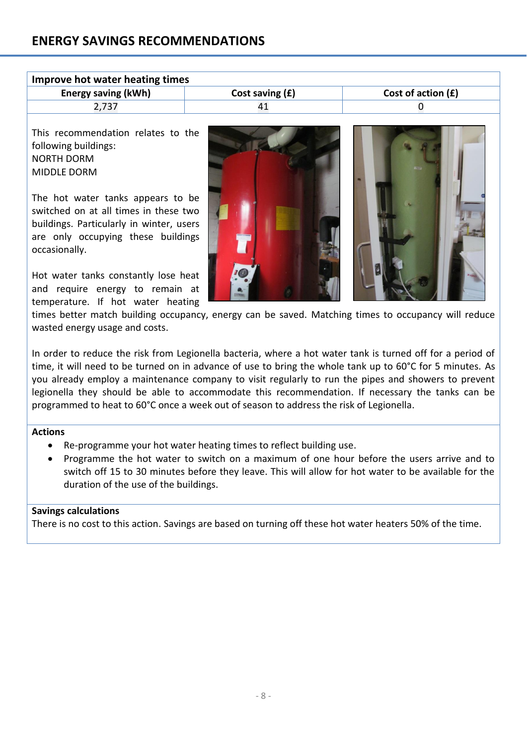# ENERGY SAVINGS RECOMMENDATIONS

| Improve hot water heating times | | |
|---|---|---|
| **Energy saving (kWh)** | **Cost saving (£)** | **Cost of action (£)** |
| 2,737 | 41 | 0 |

This recommendation relates to the following buildings:
NORTH DORM
MIDDLE DORM

The hot water tanks appears to be switched on at all times in these two buildings. Particularly in winter, users are only occupying these buildings occasionally.

Hot water tanks constantly lose heat and require energy to remain at temperature. If hot water heating times better match building occupancy, energy can be saved. Matching times to occupancy will reduce wasted energy usage and costs.

In order to reduce the risk from Legionella bacteria, where a hot water tank is turned off for a period of time, it will need to be turned on in advance of use to bring the whole tank up to 60°C for 5 minutes. As you already employ a maintenance company to visit regularly to run the pipes and showers to prevent legionella they should be able to accommodate this recommendation. If necessary the tanks can be programmed to heat to 60°C once a week out of season to address the risk of Legionella.

### Actions

- Re-programme your hot water heating times to reflect building use.
- Programme the hot water to switch on a maximum of one hour before the users arrive and to switch off 15 to 30 minutes before they leave. This will allow for hot water to be available for the duration of the use of the buildings.

### Savings calculations

There is no cost to this action. Savings are based on turning off these hot water heaters 50% of the time.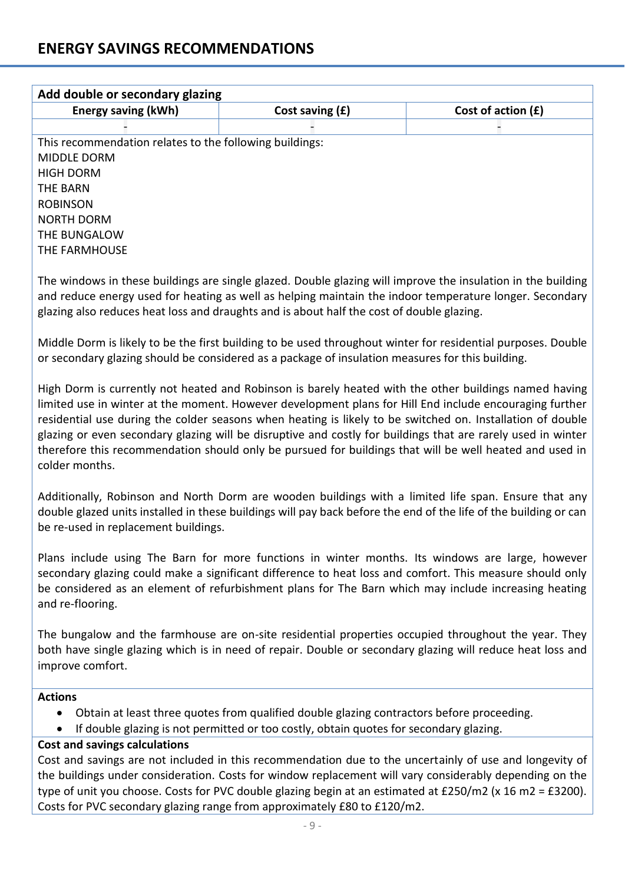## ENERGY SAVINGS RECOMMENDATIONS

**Add double or secondary glazing**

| Energy saving (kWh) | Cost saving (£) | Cost of action (£) |
|---|---|---|
| - | - | - |

This recommendation relates to the following buildings:
MIDDLE DORM
HIGH DORM
THE BARN
ROBINSON
NORTH DORM
THE BUNGALOW
THE FARMHOUSE

The windows in these buildings are single glazed. Double glazing will improve the insulation in the building and reduce energy used for heating as well as helping maintain the indoor temperature longer. Secondary glazing also reduces heat loss and draughts and is about half the cost of double glazing.

Middle Dorm is likely to be the first building to be used throughout winter for residential purposes. Double or secondary glazing should be considered as a package of insulation measures for this building.

High Dorm is currently not heated and Robinson is barely heated with the other buildings named having limited use in winter at the moment. However development plans for Hill End include encouraging further residential use during the colder seasons when heating is likely to be switched on. Installation of double glazing or even secondary glazing will be disruptive and costly for buildings that are rarely used in winter therefore this recommendation should only be pursued for buildings that will be well heated and used in colder months.

Additionally, Robinson and North Dorm are wooden buildings with a limited life span. Ensure that any double glazed units installed in these buildings will pay back before the end of the life of the building or can be re-used in replacement buildings.

Plans include using The Barn for more functions in winter months. Its windows are large, however secondary glazing could make a significant difference to heat loss and comfort. This measure should only be considered as an element of refurbishment plans for The Barn which may include increasing heating and re-flooring.

The bungalow and the farmhouse are on-site residential properties occupied throughout the year. They both have single glazing which is in need of repair. Double or secondary glazing will reduce heat loss and improve comfort.

**Actions**

- Obtain at least three quotes from qualified double glazing contractors before proceeding.
- If double glazing is not permitted or too costly, obtain quotes for secondary glazing.

**Cost and savings calculations**

Cost and savings are not included in this recommendation due to the uncertainly of use and longevity of the buildings under consideration. Costs for window replacement will vary considerably depending on the type of unit you choose. Costs for PVC double glazing begin at an estimated at £250/m2 (x 16 m2 = £3200). Costs for PVC secondary glazing range from approximately £80 to £120/m2.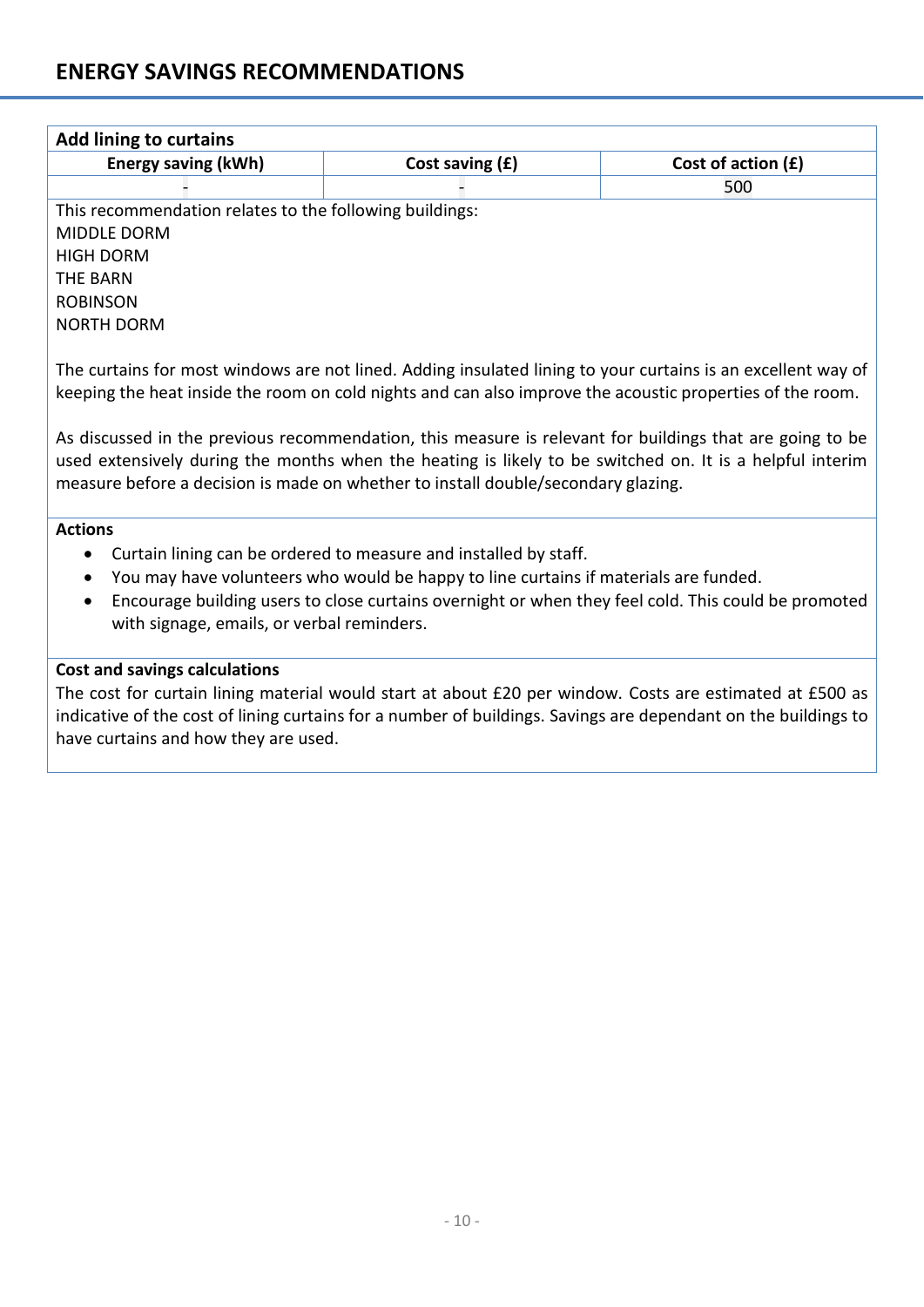## ENERGY SAVINGS RECOMMENDATIONS

### Add lining to curtains

| Energy saving (kWh) | Cost saving (£) | Cost of action (£) |
| --- | --- | --- |
| - | - | 500 |

This recommendation relates to the following buildings:
MIDDLE DORM
HIGH DORM
THE BARN
ROBINSON
NORTH DORM

The curtains for most windows are not lined. Adding insulated lining to your curtains is an excellent way of keeping the heat inside the room on cold nights and can also improve the acoustic properties of the room.

As discussed in the previous recommendation, this measure is relevant for buildings that are going to be used extensively during the months when the heating is likely to be switched on. It is a helpful interim measure before a decision is made on whether to install double/secondary glazing.

**Actions**

- Curtain lining can be ordered to measure and installed by staff.
- You may have volunteers who would be happy to line curtains if materials are funded.
- Encourage building users to close curtains overnight or when they feel cold. This could be promoted with signage, emails, or verbal reminders.

**Cost and savings calculations**

The cost for curtain lining material would start at about £20 per window. Costs are estimated at £500 as indicative of the cost of lining curtains for a number of buildings. Savings are dependant on the buildings to have curtains and how they are used.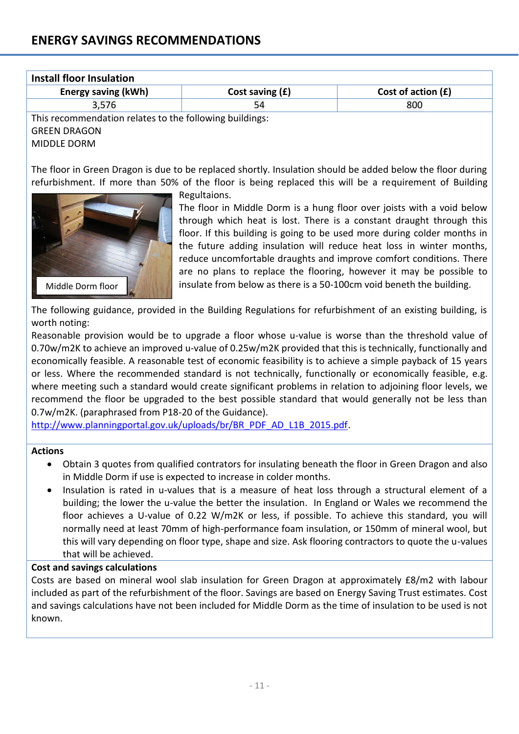## ENERGY SAVINGS RECOMMENDATIONS

### Install floor Insulation

| Energy saving (kWh) | Cost saving (£) | Cost of action (£) |
|---|---|---|
| 3,576 | 54 | 800 |

This recommendation relates to the following buildings:
GREEN DRAGON
MIDDLE DORM

The floor in Green Dragon is due to be replaced shortly. Insulation should be added below the floor during refurbishment. If more than 50% of the floor is being replaced this will be a requirement of Building Regultaions.

Middle Dorm floor

The floor in Middle Dorm is a hung floor over joists with a void below through which heat is lost. There is a constant draught through this floor. If this building is going to be used more during colder months in the future adding insulation will reduce heat loss in winter months, reduce uncomfortable draughts and improve comfort conditions. There are no plans to replace the flooring, however it may be possible to insulate from below as there is a 50-100cm void beneth the building.

The following guidance, provided in the Building Regulations for refurbishment of an existing building, is worth noting:
Reasonable provision would be to upgrade a floor whose u-value is worse than the threshold value of 0.70w/m2K to achieve an improved u-value of 0.25w/m2K provided that this is technically, functionally and economically feasible. A reasonable test of economic feasibility is to achieve a simple payback of 15 years or less. Where the recommended standard is not technically, functionally or economically feasible, e.g. where meeting such a standard would create significant problems in relation to adjoining floor levels, we recommend the floor be upgraded to the best possible standard that would generally not be less than 0.7w/m2K. (paraphrased from P18-20 of the Guidance).
http://www.planningportal.gov.uk/uploads/br/BR_PDF_AD_L1B_2015.pdf.

**Actions**

- Obtain 3 quotes from qualified contrators for insulating beneath the floor in Green Dragon and also in Middle Dorm if use is expected to increase in colder months.
- Insulation is rated in u-values that is a measure of heat loss through a structural element of a building; the lower the u-value the better the insulation. In England or Wales we recommend the floor achieves a U-value of 0.22 W/m2K or less, if possible. To achieve this standard, you will normally need at least 70mm of high-performance foam insulation, or 150mm of mineral wool, but this will vary depending on floor type, shape and size. Ask flooring contractors to quote the u-values that will be achieved.

**Cost and savings calculations**

Costs are based on mineral wool slab insulation for Green Dragon at approximately £8/m2 with labour included as part of the refurbishment of the floor. Savings are based on Energy Saving Trust estimates. Cost and savings calculations have not been included for Middle Dorm as the time of insulation to be used is not known.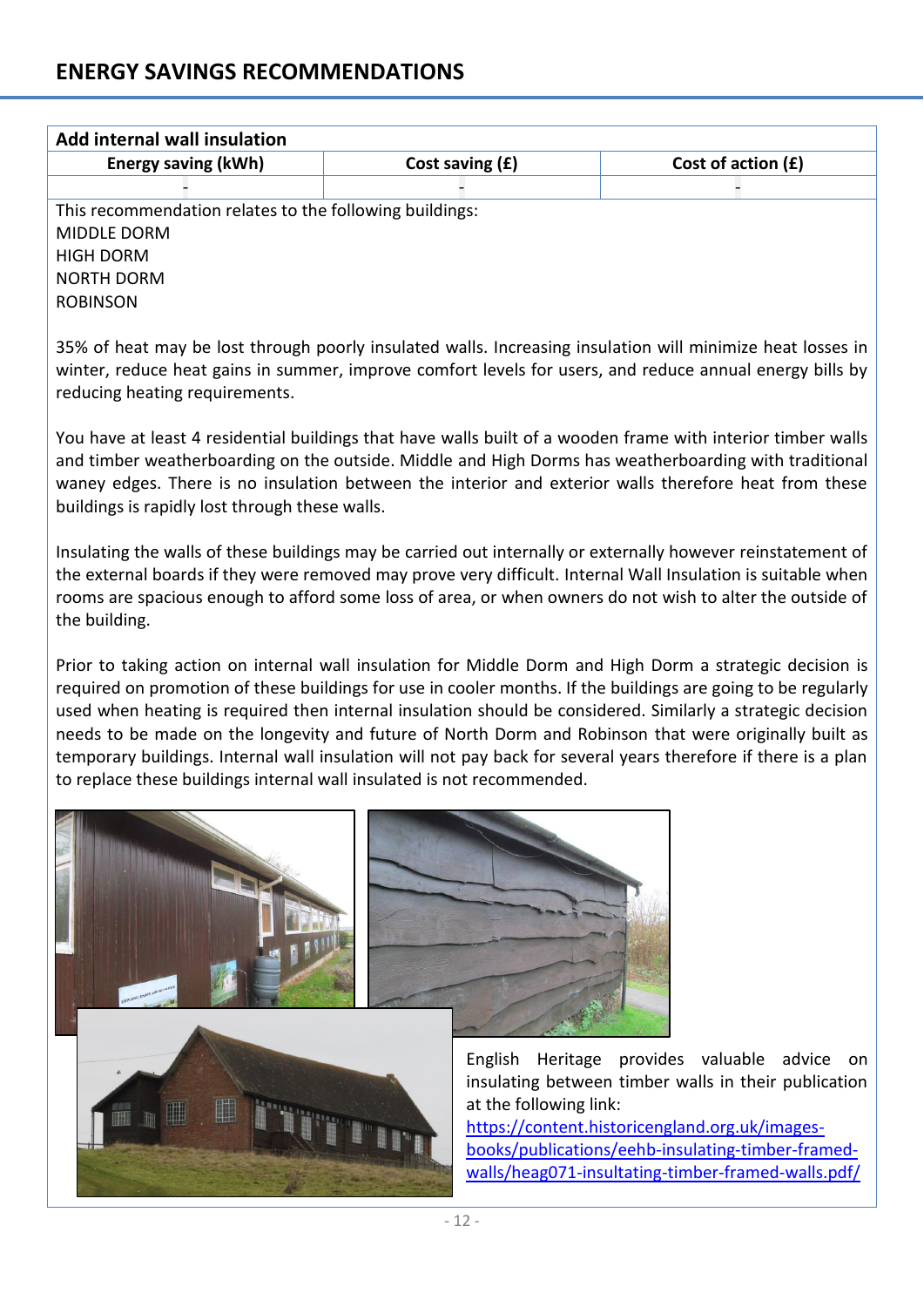# ENERGY SAVINGS RECOMMENDATIONS

| Add internal wall insulation | | |
|---|---|---|
| **Energy saving (kWh)** | **Cost saving (£)** | **Cost of action (£)** |
| - | - | - |

This recommendation relates to the following buildings:
MIDDLE DORM
HIGH DORM
NORTH DORM
ROBINSON

35% of heat may be lost through poorly insulated walls. Increasing insulation will minimize heat losses in winter, reduce heat gains in summer, improve comfort levels for users, and reduce annual energy bills by reducing heating requirements.

You have at least 4 residential buildings that have walls built of a wooden frame with interior timber walls and timber weatherboarding on the outside. Middle and High Dorms has weatherboarding with traditional waney edges. There is no insulation between the interior and exterior walls therefore heat from these buildings is rapidly lost through these walls.

Insulating the walls of these buildings may be carried out internally or externally however reinstatement of the external boards if they were removed may prove very difficult. Internal Wall Insulation is suitable when rooms are spacious enough to afford some loss of area, or when owners do not wish to alter the outside of the building.

Prior to taking action on internal wall insulation for Middle Dorm and High Dorm a strategic decision is required on promotion of these buildings for use in cooler months. If the buildings are going to be regularly used when heating is required then internal insulation should be considered. Similarly a strategic decision needs to be made on the longevity and future of North Dorm and Robinson that were originally built as temporary buildings. Internal wall insulation will not pay back for several years therefore if there is a plan to replace these buildings internal wall insulated is not recommended.

English Heritage provides valuable advice on insulating between timber walls in their publication at the following link:
https://content.historicengland.org.uk/images-books/publications/eehb-insulating-timber-framed-walls/heag071-insultating-timber-framed-walls.pdf/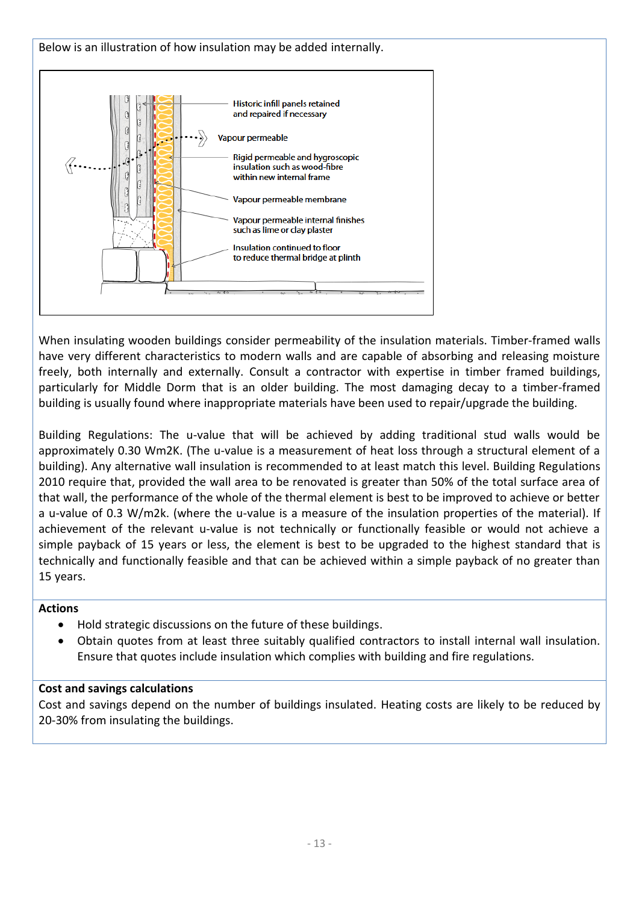Below is an illustration of how insulation may be added internally.

Historic infill panels retained and repaired if necessary

Vapour permeable

Rigid permeable and hygroscopic insulation such as wood-fibre within new internal frame

Vapour permeable membrane

Vapour permeable internal finishes such as lime or clay plaster

Insulation continued to floor to reduce thermal bridge at plinth

When insulating wooden buildings consider permeability of the insulation materials. Timber-framed walls have very different characteristics to modern walls and are capable of absorbing and releasing moisture freely, both internally and externally. Consult a contractor with expertise in timber framed buildings, particularly for Middle Dorm that is an older building. The most damaging decay to a timber-framed building is usually found where inappropriate materials have been used to repair/upgrade the building.

Building Regulations: The u-value that will be achieved by adding traditional stud walls would be approximately 0.30 Wm2K. (The u-value is a measurement of heat loss through a structural element of a building). Any alternative wall insulation is recommended to at least match this level. Building Regulations 2010 require that, provided the wall area to be renovated is greater than 50% of the total surface area of that wall, the performance of the whole of the thermal element is best to be improved to achieve or better a u-value of 0.3 W/m2k. (where the u-value is a measure of the insulation properties of the material). If achievement of the relevant u-value is not technically or functionally feasible or would not achieve a simple payback of 15 years or less, the element is best to be upgraded to the highest standard that is technically and functionally feasible and that can be achieved within a simple payback of no greater than 15 years.

**Actions**

- Hold strategic discussions on the future of these buildings.
- Obtain quotes from at least three suitably qualified contractors to install internal wall insulation. Ensure that quotes include insulation which complies with building and fire regulations.

**Cost and savings calculations**

Cost and savings depend on the number of buildings insulated. Heating costs are likely to be reduced by 20-30% from insulating the buildings.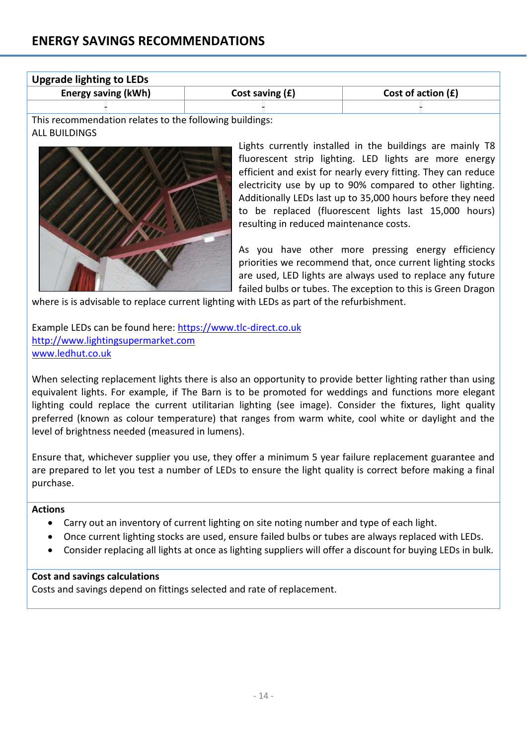## ENERGY SAVINGS RECOMMENDATIONS

| Upgrade lighting to LEDs | | |
|---|---|---|
| **Energy saving (kWh)** | **Cost saving (£)** | **Cost of action (£)** |
| - | - | - |

This recommendation relates to the following buildings:
ALL BUILDINGS

Lights currently installed in the buildings are mainly T8 fluorescent strip lighting. LED lights are more energy efficient and exist for nearly every fitting. They can reduce electricity use by up to 90% compared to other lighting. Additionally LEDs last up to 35,000 hours before they need to be replaced (fluorescent lights last 15,000 hours) resulting in reduced maintenance costs.

As you have other more pressing energy efficiency priorities we recommend that, once current lighting stocks are used, LED lights are always used to replace any future failed bulbs or tubes. The exception to this is Green Dragon where is is advisable to replace current lighting with LEDs as part of the refurbishment.

Example LEDs can be found here: https://www.tlc-direct.co.uk
http://www.lightingsupermarket.com
www.ledhut.co.uk

When selecting replacement lights there is also an opportunity to provide better lighting rather than using equivalent lights. For example, if The Barn is to be promoted for weddings and functions more elegant lighting could replace the current utilitarian lighting (see image). Consider the fixtures, light quality preferred (known as colour temperature) that ranges from warm white, cool white or daylight and the level of brightness needed (measured in lumens).

Ensure that, whichever supplier you use, they offer a minimum 5 year failure replacement guarantee and are prepared to let you test a number of LEDs to ensure the light quality is correct before making a final purchase.

**Actions**

- Carry out an inventory of current lighting on site noting number and type of each light.
- Once current lighting stocks are used, ensure failed bulbs or tubes are always replaced with LEDs.
- Consider replacing all lights at once as lighting suppliers will offer a discount for buying LEDs in bulk.

**Cost and savings calculations**

Costs and savings depend on fittings selected and rate of replacement.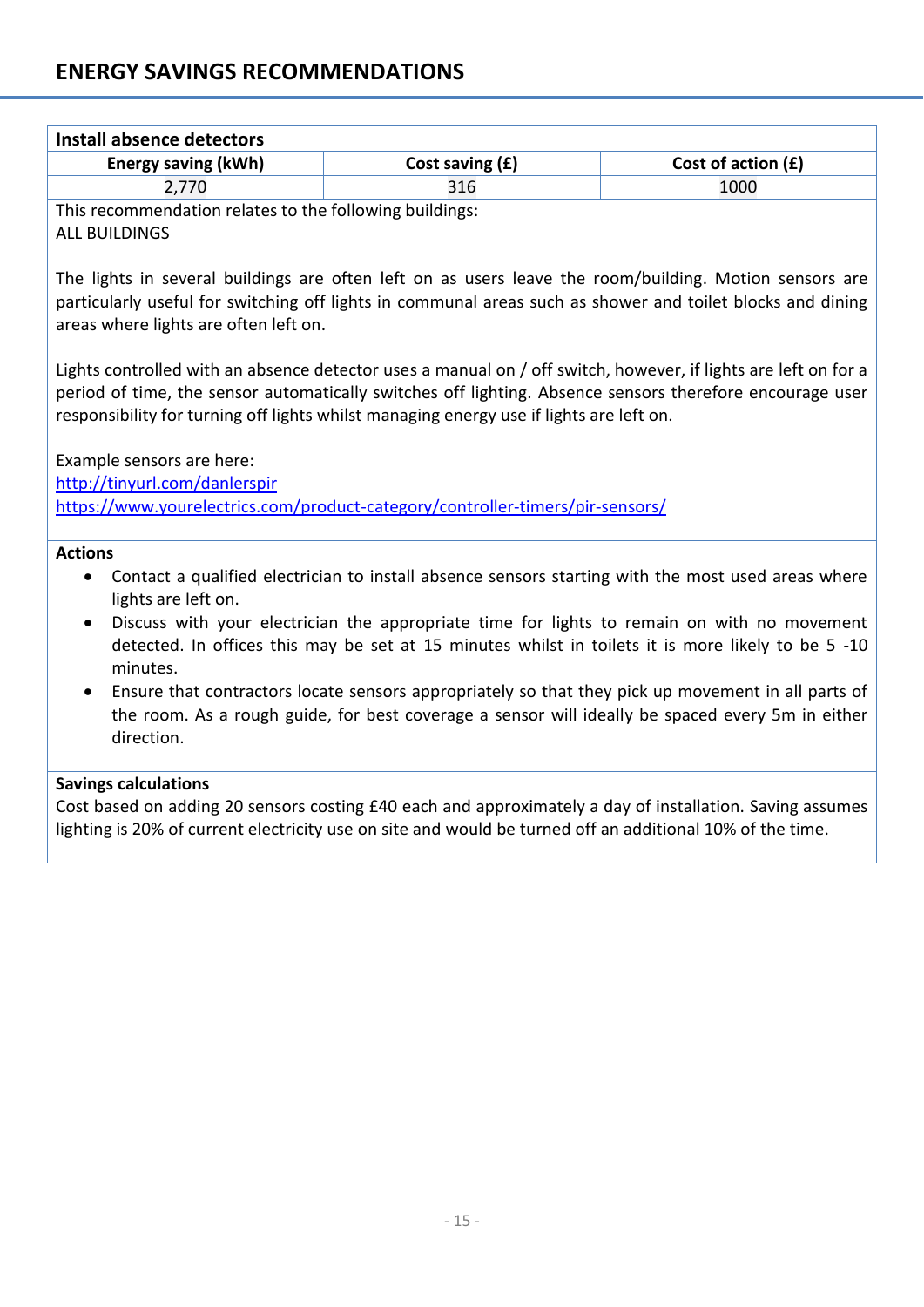## ENERGY SAVINGS RECOMMENDATIONS

### Install absence detectors

| Energy saving (kWh) | Cost saving (£) | Cost of action (£) |
|---|---|---|
| 2,770 | 316 | 1000 |

This recommendation relates to the following buildings:
ALL BUILDINGS

The lights in several buildings are often left on as users leave the room/building. Motion sensors are particularly useful for switching off lights in communal areas such as shower and toilet blocks and dining areas where lights are often left on.

Lights controlled with an absence detector uses a manual on / off switch, however, if lights are left on for a period of time, the sensor automatically switches off lighting. Absence sensors therefore encourage user responsibility for turning off lights whilst managing energy use if lights are left on.

Example sensors are here:
http://tinyurl.com/danlerspir
https://www.yourelectrics.com/product-category/controller-timers/pir-sensors/

**Actions**

- Contact a qualified electrician to install absence sensors starting with the most used areas where lights are left on.
- Discuss with your electrician the appropriate time for lights to remain on with no movement detected. In offices this may be set at 15 minutes whilst in toilets it is more likely to be 5 -10 minutes.
- Ensure that contractors locate sensors appropriately so that they pick up movement in all parts of the room. As a rough guide, for best coverage a sensor will ideally be spaced every 5m in either direction.

**Savings calculations**

Cost based on adding 20 sensors costing £40 each and approximately a day of installation. Saving assumes lighting is 20% of current electricity use on site and would be turned off an additional 10% of the time.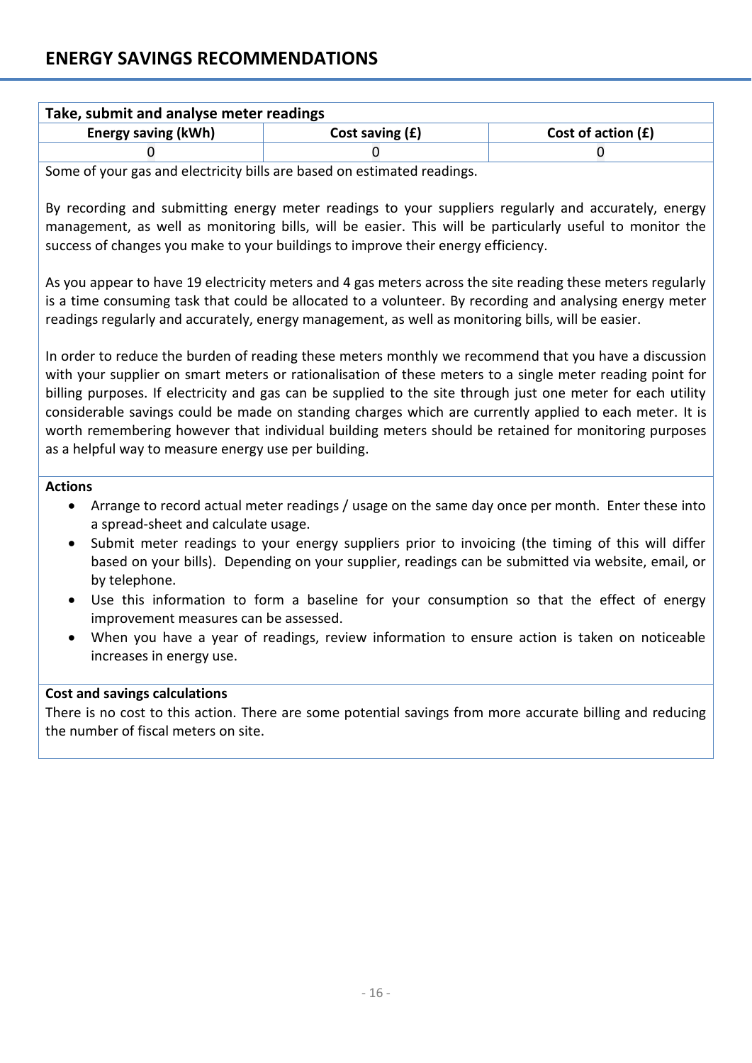## ENERGY SAVINGS RECOMMENDATIONS

| Take, submit and analyse meter readings | | |
|---|---|---|
| **Energy saving (kWh)** | **Cost saving (£)** | **Cost of action (£)** |
| 0 | 0 | 0 |

Some of your gas and electricity bills are based on estimated readings.

By recording and submitting energy meter readings to your suppliers regularly and accurately, energy management, as well as monitoring bills, will be easier. This will be particularly useful to monitor the success of changes you make to your buildings to improve their energy efficiency.

As you appear to have 19 electricity meters and 4 gas meters across the site reading these meters regularly is a time consuming task that could be allocated to a volunteer. By recording and analysing energy meter readings regularly and accurately, energy management, as well as monitoring bills, will be easier.

In order to reduce the burden of reading these meters monthly we recommend that you have a discussion with your supplier on smart meters or rationalisation of these meters to a single meter reading point for billing purposes. If electricity and gas can be supplied to the site through just one meter for each utility considerable savings could be made on standing charges which are currently applied to each meter. It is worth remembering however that individual building meters should be retained for monitoring purposes as a helpful way to measure energy use per building.

**Actions**

- Arrange to record actual meter readings / usage on the same day once per month. Enter these into a spread-sheet and calculate usage.
- Submit meter readings to your energy suppliers prior to invoicing (the timing of this will differ based on your bills). Depending on your supplier, readings can be submitted via website, email, or by telephone.
- Use this information to form a baseline for your consumption so that the effect of energy improvement measures can be assessed.
- When you have a year of readings, review information to ensure action is taken on noticeable increases in energy use.

**Cost and savings calculations**

There is no cost to this action. There are some potential savings from more accurate billing and reducing the number of fiscal meters on site.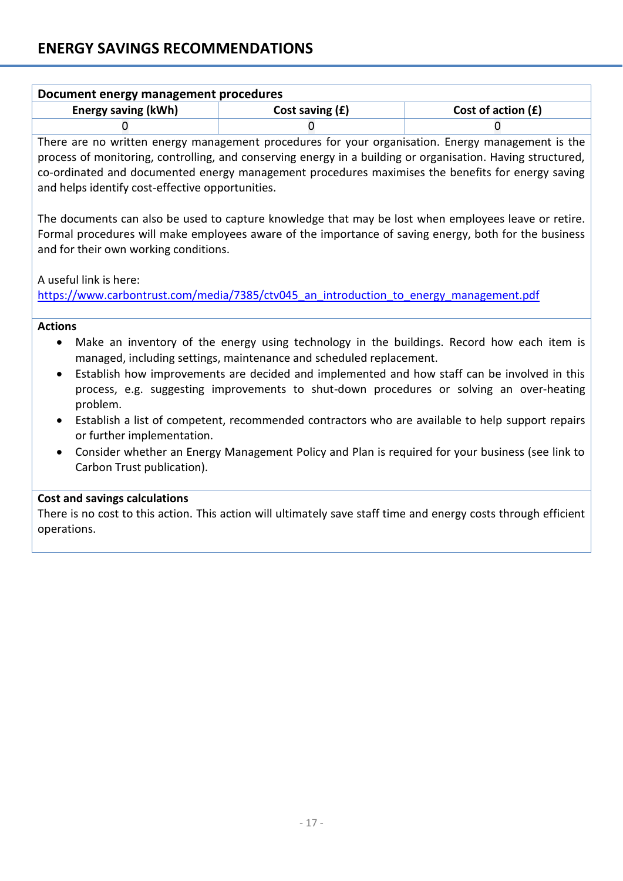## ENERGY SAVINGS RECOMMENDATIONS

### Document energy management procedures

| Energy saving (kWh) | Cost saving (£) | Cost of action (£) |
|---|---|---|
| 0 | 0 | 0 |

There are no written energy management procedures for your organisation. Energy management is the process of monitoring, controlling, and conserving energy in a building or organisation. Having structured, co-ordinated and documented energy management procedures maximises the benefits for energy saving and helps identify cost-effective opportunities.

The documents can also be used to capture knowledge that may be lost when employees leave or retire. Formal procedures will make employees aware of the importance of saving energy, both for the business and for their own working conditions.

A useful link is here:
https://www.carbontrust.com/media/7385/ctv045_an_introduction_to_energy_management.pdf

**Actions**

- Make an inventory of the energy using technology in the buildings. Record how each item is managed, including settings, maintenance and scheduled replacement.
- Establish how improvements are decided and implemented and how staff can be involved in this process, e.g. suggesting improvements to shut-down procedures or solving an over-heating problem.
- Establish a list of competent, recommended contractors who are available to help support repairs or further implementation.
- Consider whether an Energy Management Policy and Plan is required for your business (see link to Carbon Trust publication).

**Cost and savings calculations**

There is no cost to this action. This action will ultimately save staff time and energy costs through efficient operations.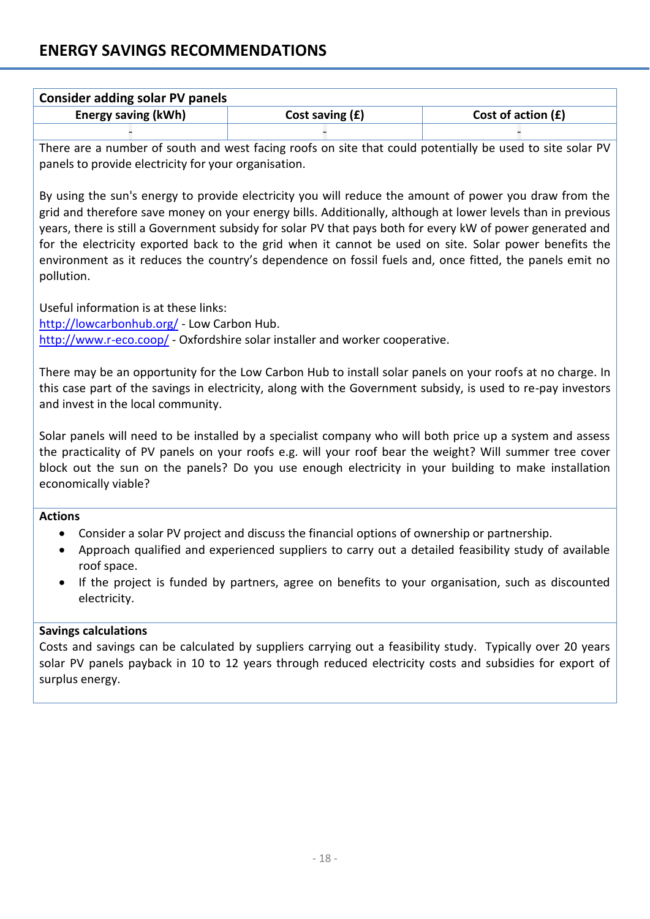## ENERGY SAVINGS RECOMMENDATIONS

**Consider adding solar PV panels**

| Energy saving (kWh) | Cost saving (£) | Cost of action (£) |
|---|---|---|
| - | - | - |

There are a number of south and west facing roofs on site that could potentially be used to site solar PV panels to provide electricity for your organisation.

By using the sun's energy to provide electricity you will reduce the amount of power you draw from the grid and therefore save money on your energy bills. Additionally, although at lower levels than in previous years, there is still a Government subsidy for solar PV that pays both for every kW of power generated and for the electricity exported back to the grid when it cannot be used on site. Solar power benefits the environment as it reduces the country's dependence on fossil fuels and, once fitted, the panels emit no pollution.

Useful information is at these links:
http://lowcarbonhub.org/ - Low Carbon Hub.
http://www.r-eco.coop/ - Oxfordshire solar installer and worker cooperative.

There may be an opportunity for the Low Carbon Hub to install solar panels on your roofs at no charge. In this case part of the savings in electricity, along with the Government subsidy, is used to re-pay investors and invest in the local community.

Solar panels will need to be installed by a specialist company who will both price up a system and assess the practicality of PV panels on your roofs e.g. will your roof bear the weight? Will summer tree cover block out the sun on the panels? Do you use enough electricity in your building to make installation economically viable?

**Actions**

- Consider a solar PV project and discuss the financial options of ownership or partnership.
- Approach qualified and experienced suppliers to carry out a detailed feasibility study of available roof space.
- If the project is funded by partners, agree on benefits to your organisation, such as discounted electricity.

**Savings calculations**

Costs and savings can be calculated by suppliers carrying out a feasibility study. Typically over 20 years solar PV panels payback in 10 to 12 years through reduced electricity costs and subsidies for export of surplus energy.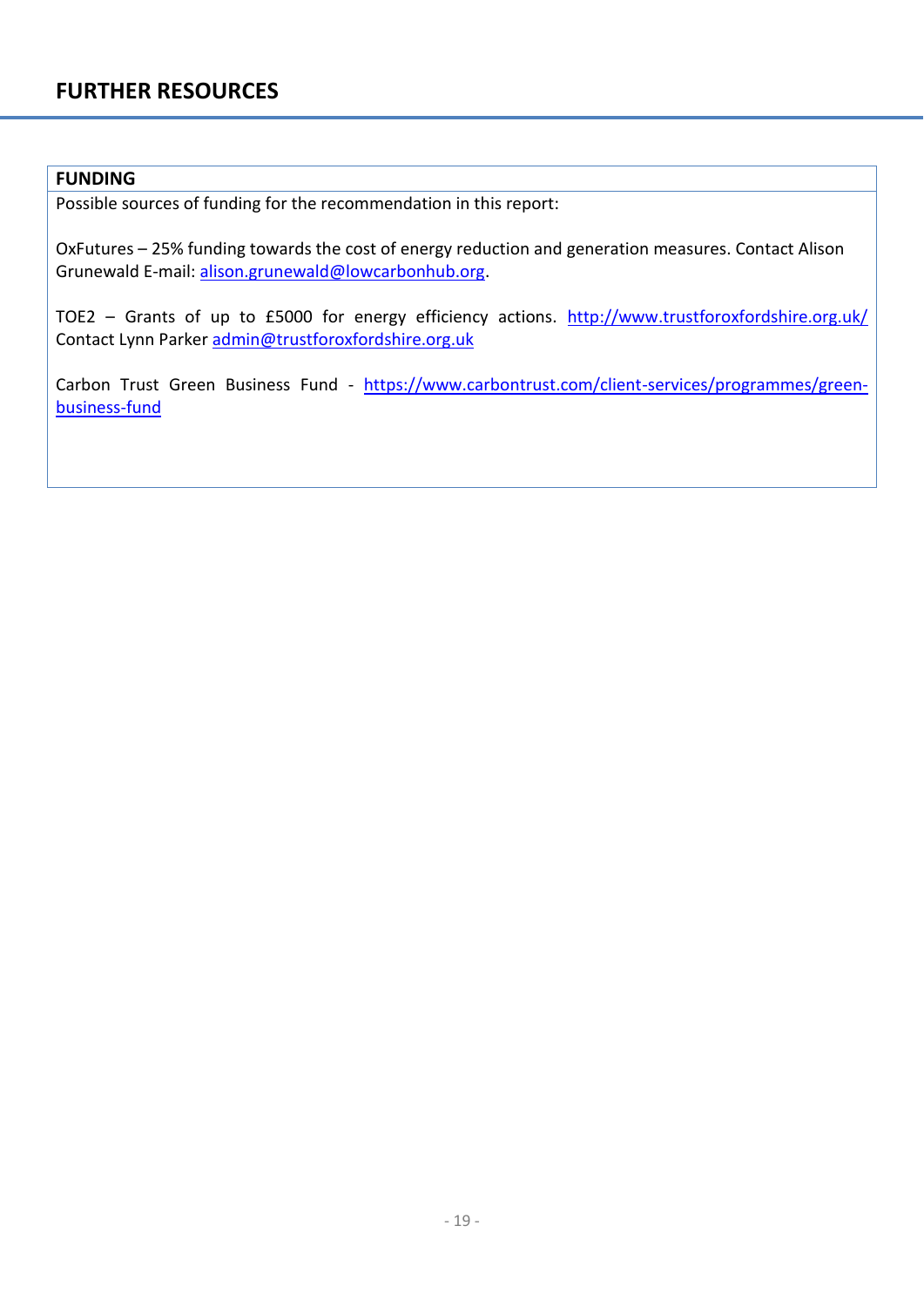## FURTHER RESOURCES

**FUNDING**

Possible sources of funding for the recommendation in this report:

OxFutures – 25% funding towards the cost of energy reduction and generation measures. Contact Alison Grunewald E-mail: alison.grunewald@lowcarbonhub.org.

TOE2 – Grants of up to £5000 for energy efficiency actions. http://www.trustforoxfordshire.org.uk/ Contact Lynn Parker admin@trustforoxfordshire.org.uk

Carbon Trust Green Business Fund - https://www.carbontrust.com/client-services/programmes/green-business-fund